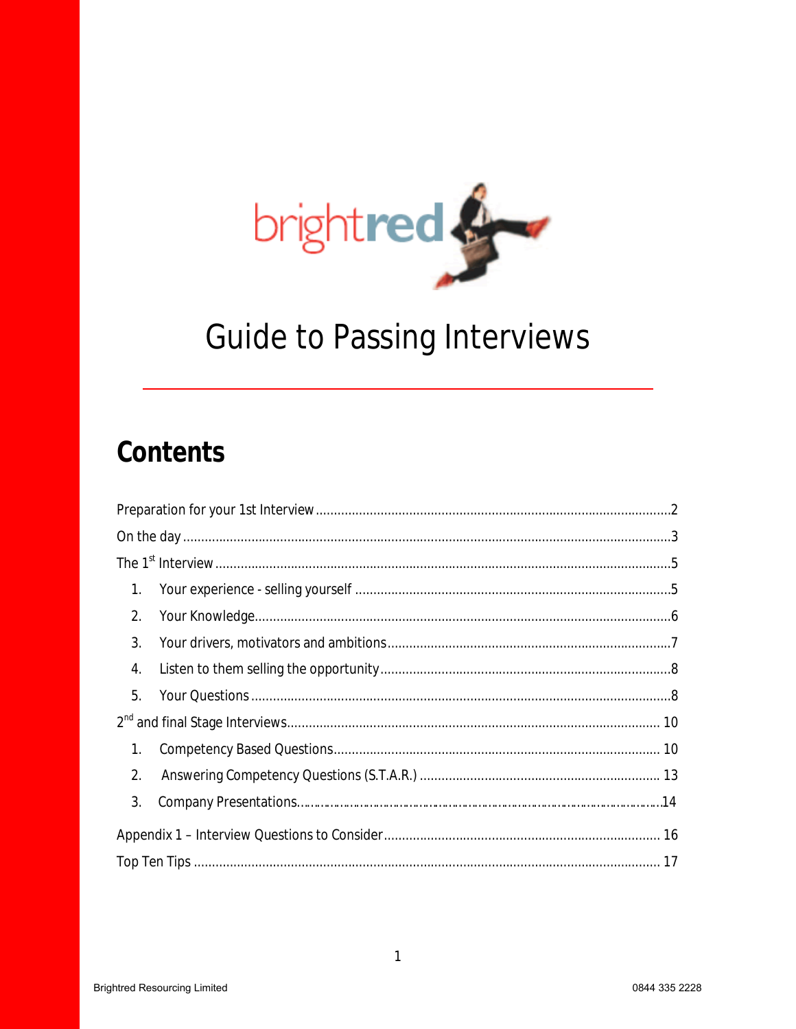brightred

# Guide to Passing Interviews

## Contents

Preparation for your 1st Interview ........................................................2

On the day ........................................................3

The 1st Interview ........................................................5

1. Your experience - selling yourself ........................................................5
2. Your Knowledge........................................................6
3. Your drivers, motivators and ambitions........................................................7
4. Listen to them selling the opportunity........................................................8
5. Your Questions ........................................................8

2nd and final Stage Interviews........................................................10

1. Competency Based Questions........................................................10
2. Answering Competency Questions (S.T.A.R.) ........................................................13
3. Company Presentations........................................................14

Appendix 1 – Interview Questions to Consider........................................................16

Top Ten Tips ........................................................17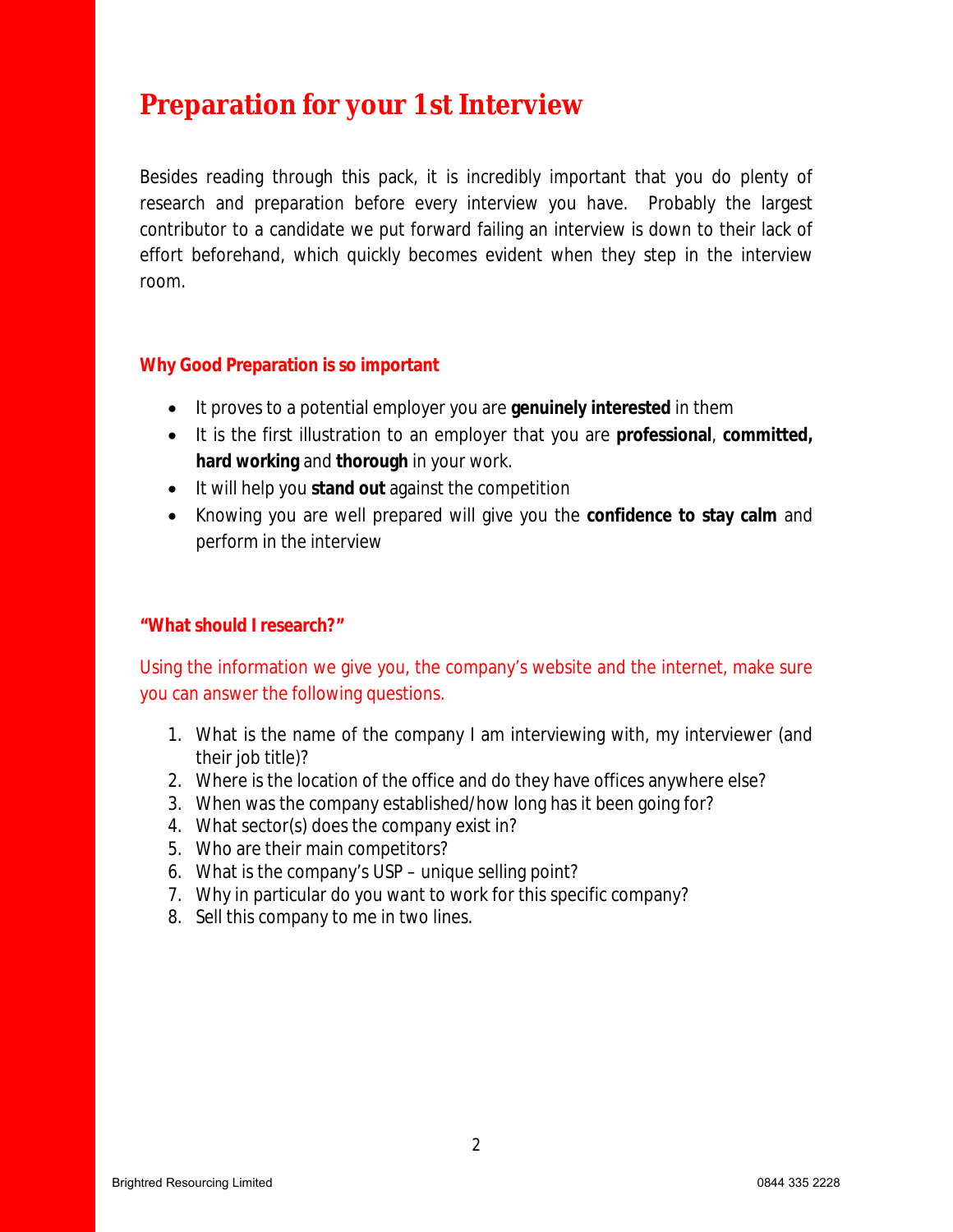# Preparation for your 1st Interview

Besides reading through this pack, it is incredibly important that you do plenty of research and preparation before every interview you have. Probably the largest contributor to a candidate we put forward failing an interview is down to their lack of effort beforehand, which quickly becomes evident when they step in the interview room.

### Why Good Preparation is so important

- It proves to a potential employer you are **genuinely interested** in them
- It is the first illustration to an employer that you are **professional**, **committed, hard working** and **thorough** in your work.
- It will help you **stand out** against the competition
- Knowing you are well prepared will give you the **confidence to stay calm** and perform in the interview

### "What should I research?"

Using the information we give you, the company's website and the internet, make sure you can answer the following questions.

1. What is the name of the company I am interviewing with, my interviewer (and their job title)?
2. Where is the location of the office and do they have offices anywhere else?
3. When was the company established/how long has it been going for?
4. What sector(s) does the company exist in?
5. Who are their main competitors?
6. What is the company's USP – unique selling point?
7. Why in particular do you want to work for this specific company?
8. Sell this company to me in two lines.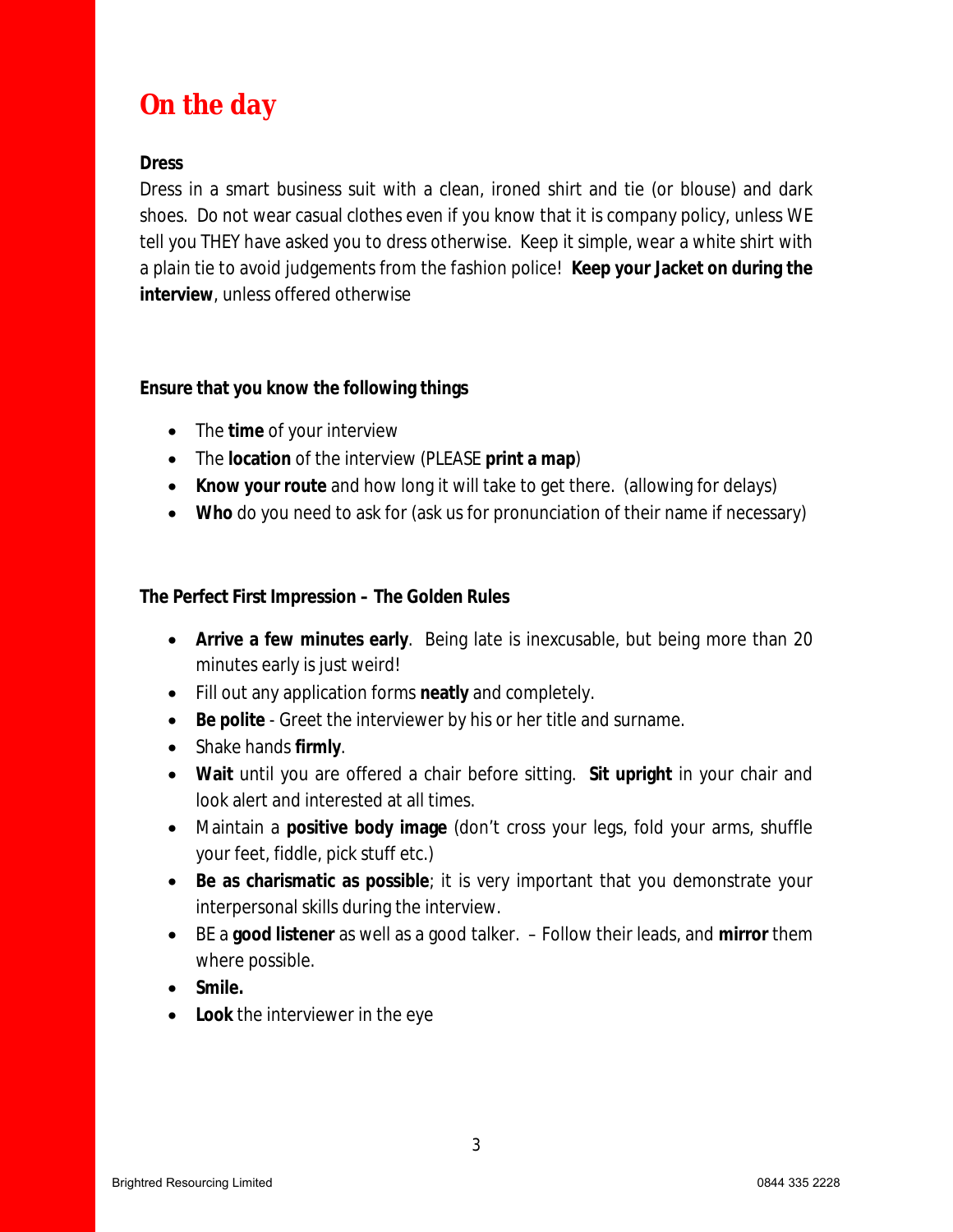# On the day

**Dress**

Dress in a smart business suit with a clean, ironed shirt and tie (or blouse) and dark shoes. Do not wear casual clothes even if you know that it is company policy, unless WE tell you THEY have asked you to dress otherwise. Keep it simple, wear a white shirt with a plain tie to avoid judgements from the fashion police! **Keep your Jacket on during the interview**, unless offered otherwise

**Ensure that you know the following things**

- The **time** of your interview
- The **location** of the interview (PLEASE **print a map**)
- **Know your route** and how long it will take to get there. (allowing for delays)
- **Who** do you need to ask for (ask us for pronunciation of their name if necessary)

**The Perfect First Impression – The Golden Rules**

- **Arrive a few minutes early**. Being late is inexcusable, but being more than 20 minutes early is just weird!
- Fill out any application forms **neatly** and completely.
- **Be polite** - Greet the interviewer by his or her title and surname.
- Shake hands **firmly**.
- **Wait** until you are offered a chair before sitting. **Sit upright** in your chair and look alert and interested at all times.
- Maintain a **positive body image** (don't cross your legs, fold your arms, shuffle your feet, fiddle, pick stuff etc.)
- **Be as charismatic as possible**; it is very important that you demonstrate your interpersonal skills during the interview.
- BE a **good listener** as well as a good talker. – Follow their leads, and **mirror** them where possible.
- **Smile.**
- **Look** the interviewer in the eye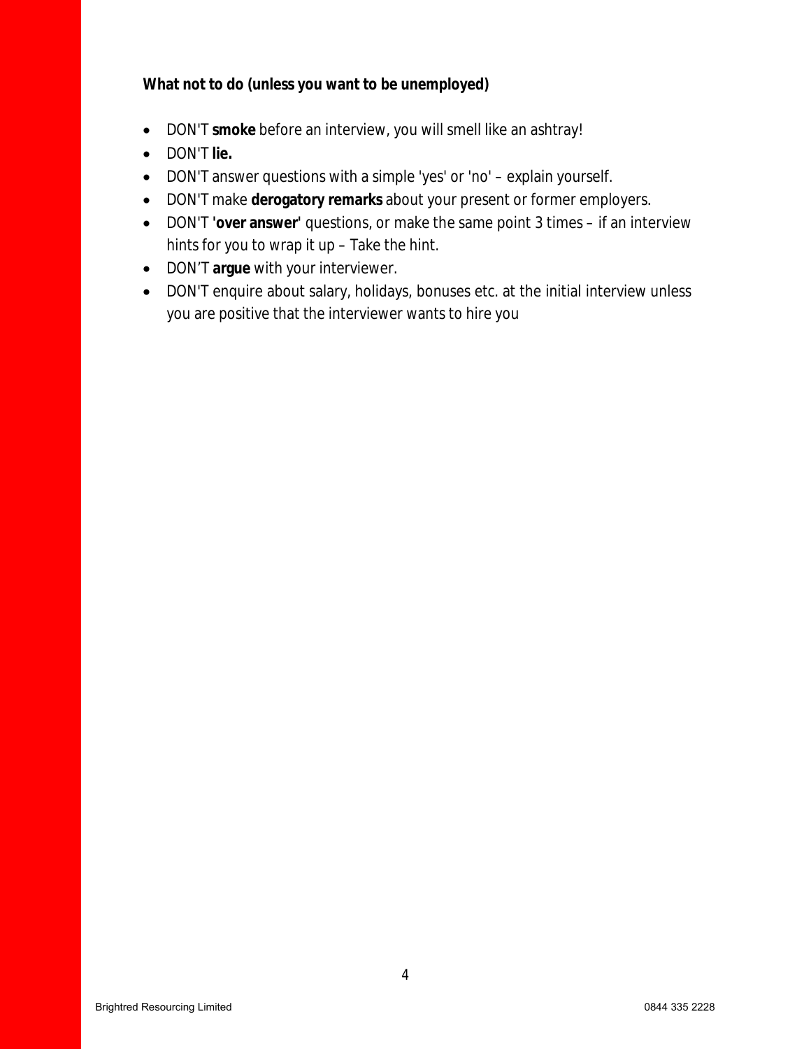**What not to do (unless you want to be unemployed)**

- DON'T **smoke** before an interview, you will smell like an ashtray!
- DON'T **lie.**
- DON'T answer questions with a simple 'yes' or 'no' – explain yourself.
- DON'T make **derogatory remarks** about your present or former employers.
- DON'T **'over answer'** questions, or make the same point 3 times – if an interview hints for you to wrap it up – Take the hint.
- DON'T **argue** with your interviewer.
- DON'T enquire about salary, holidays, bonuses etc. at the initial interview unless you are positive that the interviewer wants to hire you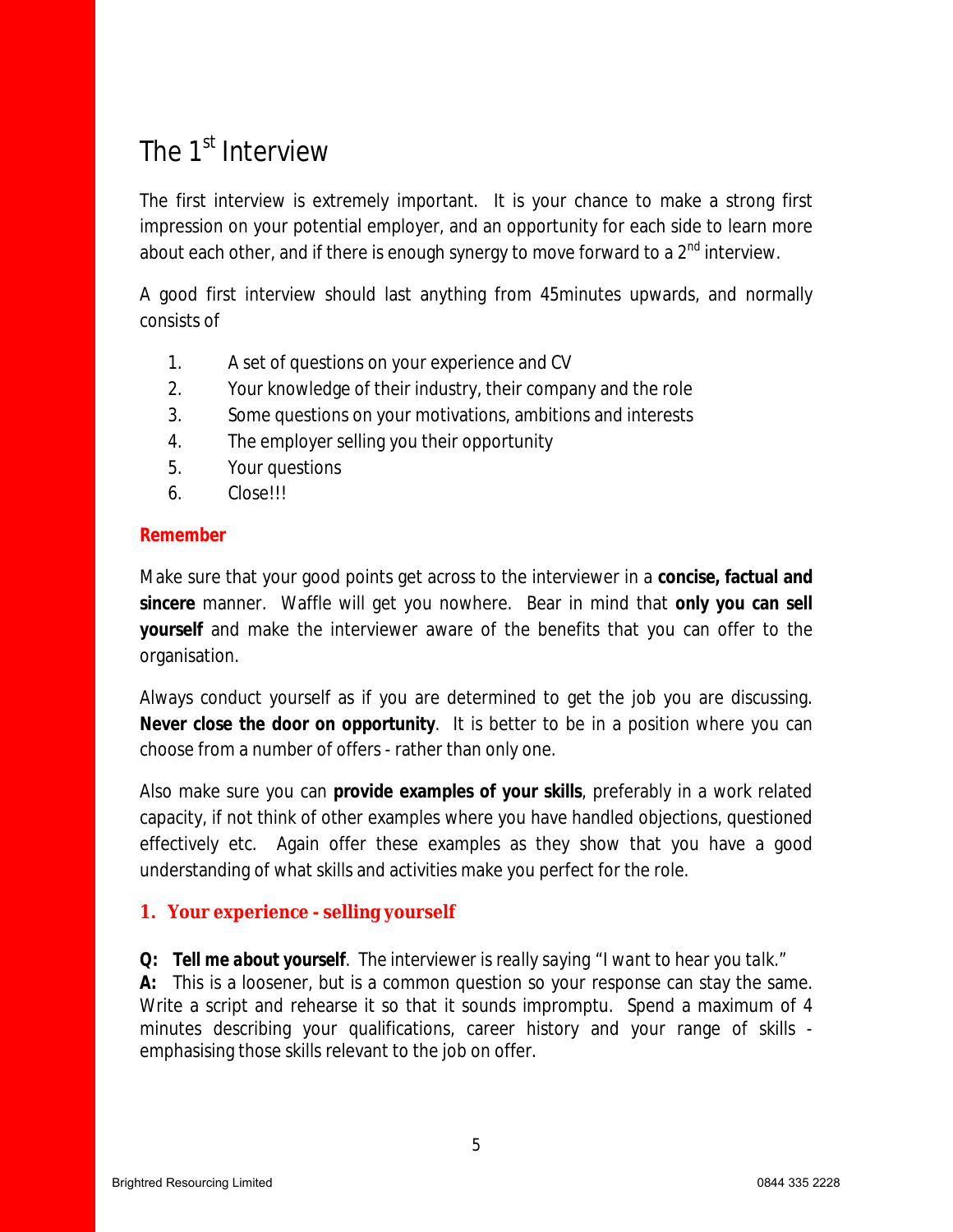# The 1st Interview

The first interview is extremely important. It is your chance to make a strong first impression on your potential employer, and an opportunity for each side to learn more about each other, and if there is enough synergy to move forward to a 2nd interview.

A good first interview should last anything from 45minutes upwards, and normally consists of

1. A set of questions on your experience and CV
2. Your knowledge of their industry, their company and the role
3. Some questions on your motivations, ambitions and interests
4. The employer selling you their opportunity
5. Your questions
6. Close!!!

**Remember**

Make sure that your good points get across to the interviewer in a **concise, factual and sincere** manner. Waffle will get you nowhere. Bear in mind that **only you can sell yourself** and make the interviewer aware of the benefits that you can offer to the organisation.

Always conduct yourself as if you are determined to get the job you are discussing. **Never close the door on opportunity**. It is better to be in a position where you can choose from a number of offers - rather than only one.

Also make sure you can **provide examples of your skills**, preferably in a work related capacity, if not think of other examples where you have handled objections, questioned effectively etc. Again offer these examples as they show that you have a good understanding of what skills and activities make you perfect for the role.

## 1. Your experience - selling yourself

**Q:** ***Tell me about yourself***. *The interviewer is really saying "I want to hear you talk."*
**A:** This is a loosener, but is a common question so your response can stay the same. Write a script and rehearse it so that it sounds impromptu. Spend a maximum of 4 minutes describing your qualifications, career history and your range of skills - emphasising those skills relevant to the job on offer.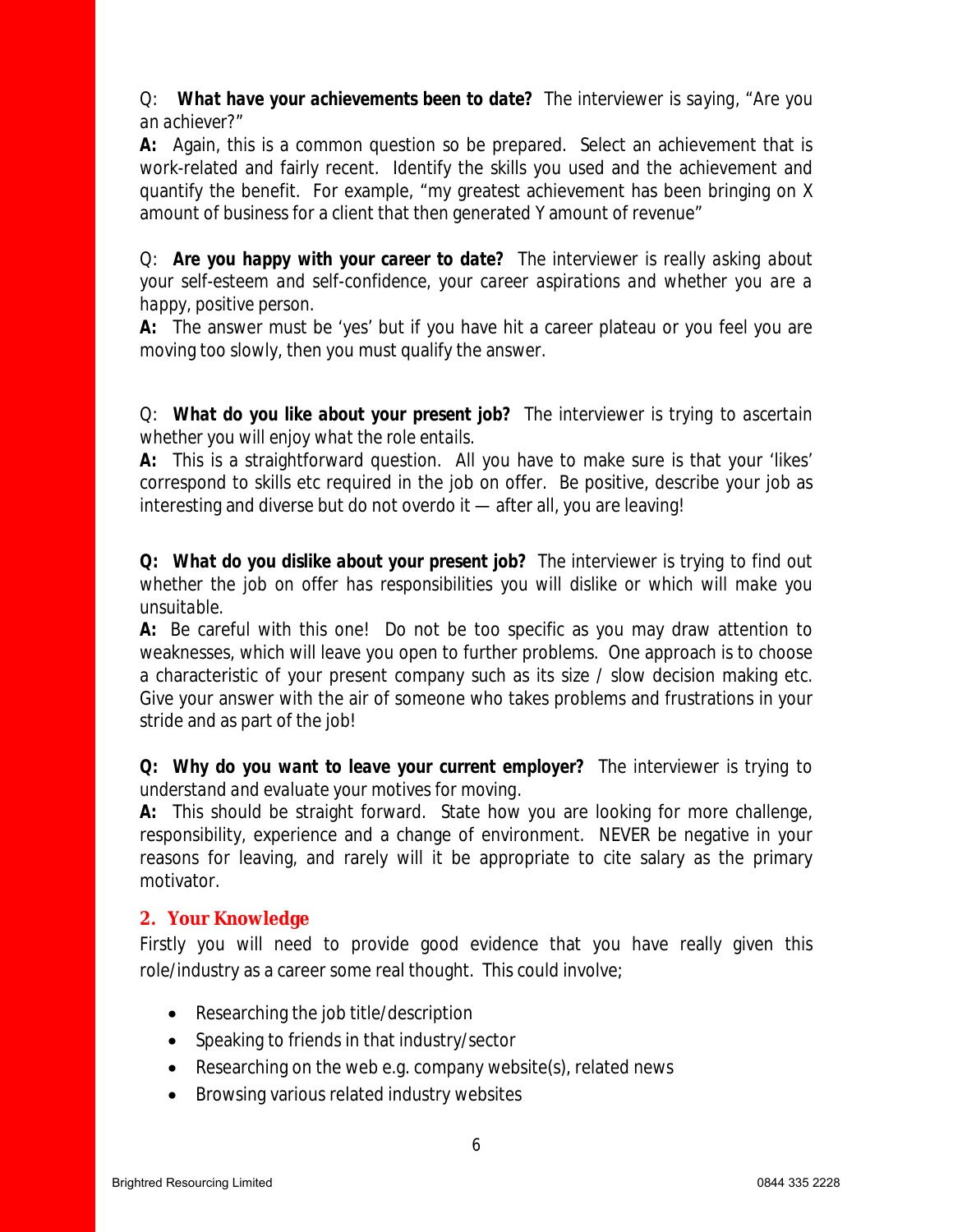Q: **What have your achievements been to date?** The interviewer is saying, "Are you an achiever?"

**A:** Again, this is a common question so be prepared. Select an achievement that is work-related and fairly recent. Identify the skills you used and the achievement and quantify the benefit. For example, "my greatest achievement has been bringing on X amount of business for a client that then generated Y amount of revenue"

Q: **Are you happy with your career to date?** The interviewer is really asking about your self-esteem and self-confidence, your career aspirations and whether you are a happy, positive person.

**A:** The answer must be 'yes' but if you have hit a career plateau or you feel you are moving too slowly, then you must qualify the answer.

Q: **What do you like about your present job?** The interviewer is trying to ascertain whether you will enjoy what the role entails.

**A:** This is a straightforward question. All you have to make sure is that your 'likes' correspond to skills etc required in the job on offer. Be positive, describe your job as interesting and diverse but do not overdo it — after all, you are leaving!

**Q: What do you dislike about your present job?** The interviewer is trying to find out whether the job on offer has responsibilities you will dislike or which will make you unsuitable.

**A:** Be careful with this one! Do not be too specific as you may draw attention to weaknesses, which will leave you open to further problems. One approach is to choose a characteristic of your present company such as its size / slow decision making etc. Give your answer with the air of someone who takes problems and frustrations in your stride and as part of the job!

**Q: Why do you want to leave your current employer?** The interviewer is trying to understand and evaluate your motives for moving.

**A:** This should be straight forward. State how you are looking for more challenge, responsibility, experience and a change of environment. NEVER be negative in your reasons for leaving, and rarely will it be appropriate to cite salary as the primary motivator.

## 2. Your Knowledge

Firstly you will need to provide good evidence that you have really given this role/industry as a career some real thought. This could involve;

- Researching the job title/description
- Speaking to friends in that industry/sector
- Researching on the web e.g. company website(s), related news
- Browsing various related industry websites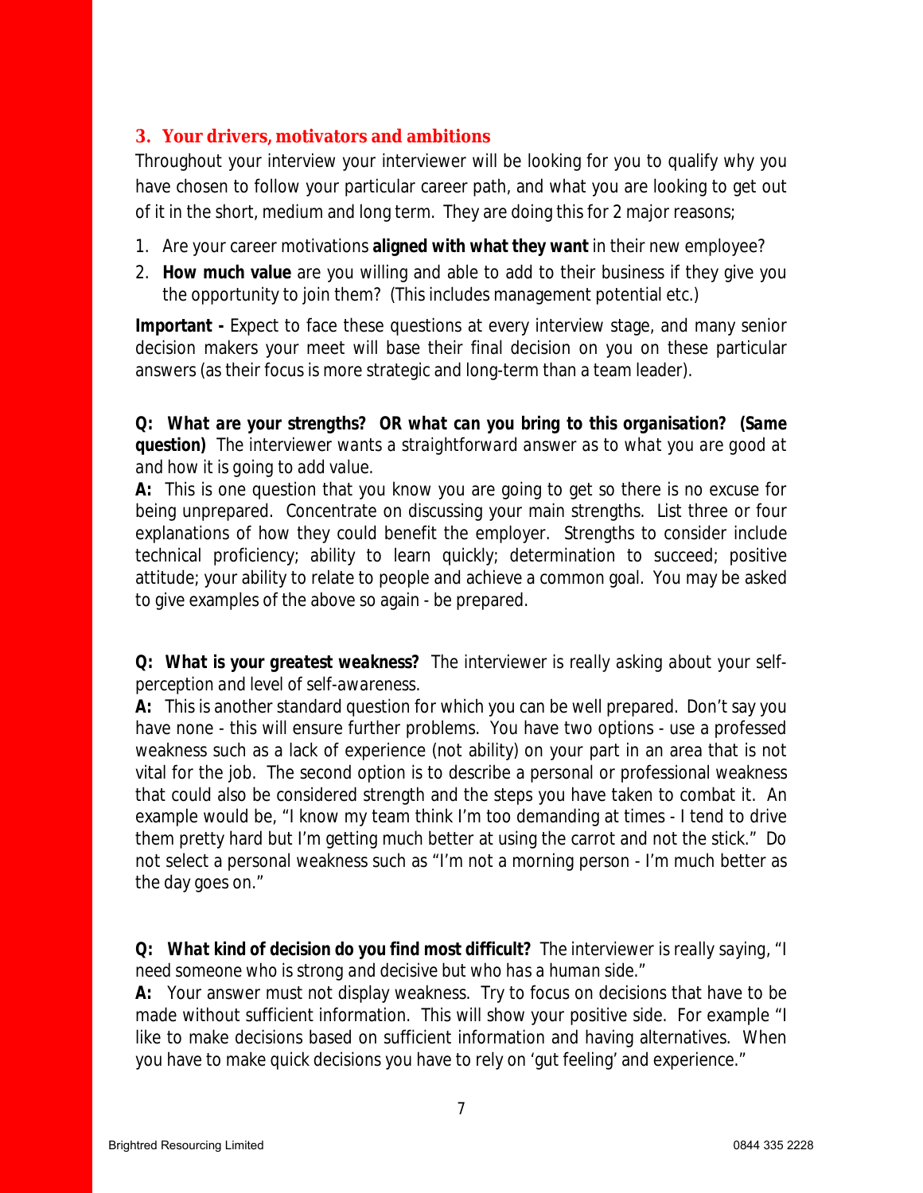## 3. Your drivers, motivators and ambitions

Throughout your interview your interviewer will be looking for you to qualify why you have chosen to follow your particular career path, and what you are looking to get out of it in the short, medium and long term. They are doing this for 2 major reasons;

1. Are your career motivations **aligned with what they want** in their new employee?
2. **How much value** are you willing and able to add to their business if they give you the opportunity to join them? (This includes management potential etc.)

**Important -** Expect to face these questions at every interview stage, and many senior decision makers your meet will base their final decision on you on these particular answers (as their focus is more strategic and long-term than a team leader).

***Q: What are your strengths? OR what can you bring to this organisation? (Same question)*** *The interviewer wants a straightforward answer as to what you are good at and how it is going to add value.*

**A:** This is one question that you know you are going to get so there is no excuse for being unprepared. Concentrate on discussing your main strengths. List three or four explanations of how they could benefit the employer. Strengths to consider include technical proficiency; ability to learn quickly; determination to succeed; positive attitude; your ability to relate to people and achieve a common goal. You may be asked to give examples of the above so again - be prepared.

***Q: What is your greatest weakness?*** *The interviewer is really asking about your self-perception and level of self-awareness.*

**A:** This is another standard question for which you can be well prepared. Don't say you have none - this will ensure further problems. You have two options - use a professed weakness such as a lack of experience (not ability) on your part in an area that is not vital for the job. The second option is to describe a personal or professional weakness that could also be considered strength and the steps you have taken to combat it. An example would be, "I know my team think I'm too demanding at times - I tend to drive them pretty hard but I'm getting much better at using the carrot and not the stick." Do not select a personal weakness such as "I'm not a morning person - I'm much better as the day goes on."

***Q: What kind of decision do you find most difficult?*** *The interviewer is really saying, "I need someone who is strong and decisive but who has a human side."*

**A:** Your answer must not display weakness. Try to focus on decisions that have to be made without sufficient information. This will show your positive side. For example "I like to make decisions based on sufficient information and having alternatives. When you have to make quick decisions you have to rely on 'gut feeling' and experience."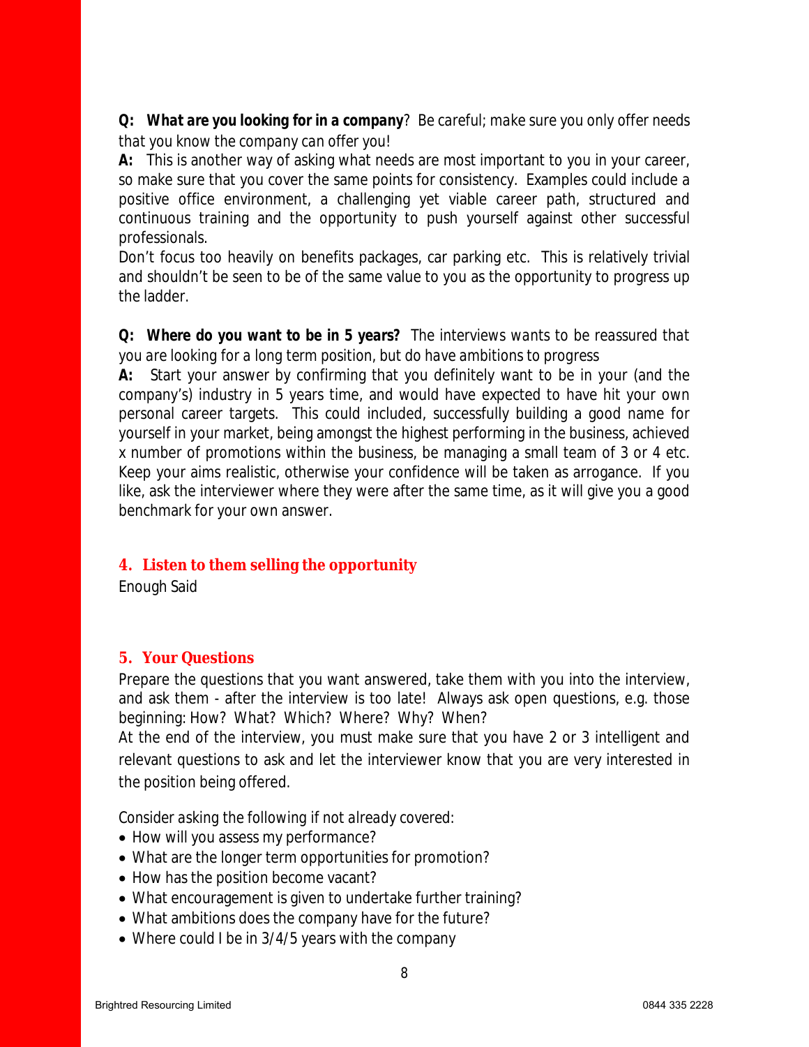**Q: What are you looking for in a company**? *Be careful; make sure you only offer needs that you know the company can offer you!*

**A:** This is another way of asking what needs are most important to you in your career, so make sure that you cover the same points for consistency. Examples could include a positive office environment, a challenging yet viable career path, structured and continuous training and the opportunity to push yourself against other successful professionals.

Don't focus too heavily on benefits packages, car parking etc. This is relatively trivial and shouldn't be seen to be of the same value to you as the opportunity to progress up the ladder.

**Q: Where do you want to be in 5 years?** *The interviews wants to be reassured that you are looking for a long term position, but do have ambitions to progress*

**A:** Start your answer by confirming that you definitely want to be in your (and the company's) industry in 5 years time, and would have expected to have hit your own personal career targets. This could included, successfully building a good name for yourself in your market, being amongst the highest performing in the business, achieved x number of promotions within the business, be managing a small team of 3 or 4 etc. Keep your aims realistic, otherwise your confidence will be taken as arrogance. If you like, ask the interviewer where they were after the same time, as it will give you a good benchmark for your own answer.

## 4. Listen to them selling the opportunity

Enough Said

## 5. Your Questions

Prepare the questions that you want answered, take them with you into the interview, and ask them - after the interview is too late! Always ask open questions, e.g. those beginning: How? What? Which? Where? Why? When?

At the end of the interview, you must make sure that you have 2 or 3 intelligent and relevant questions to ask and let the interviewer know that you are very interested in the position being offered.

*Consider asking the following if not already covered:*

- How will you assess my performance?
- What are the longer term opportunities for promotion?
- How has the position become vacant?
- What encouragement is given to undertake further training?
- What ambitions does the company have for the future?
- Where could I be in 3/4/5 years with the company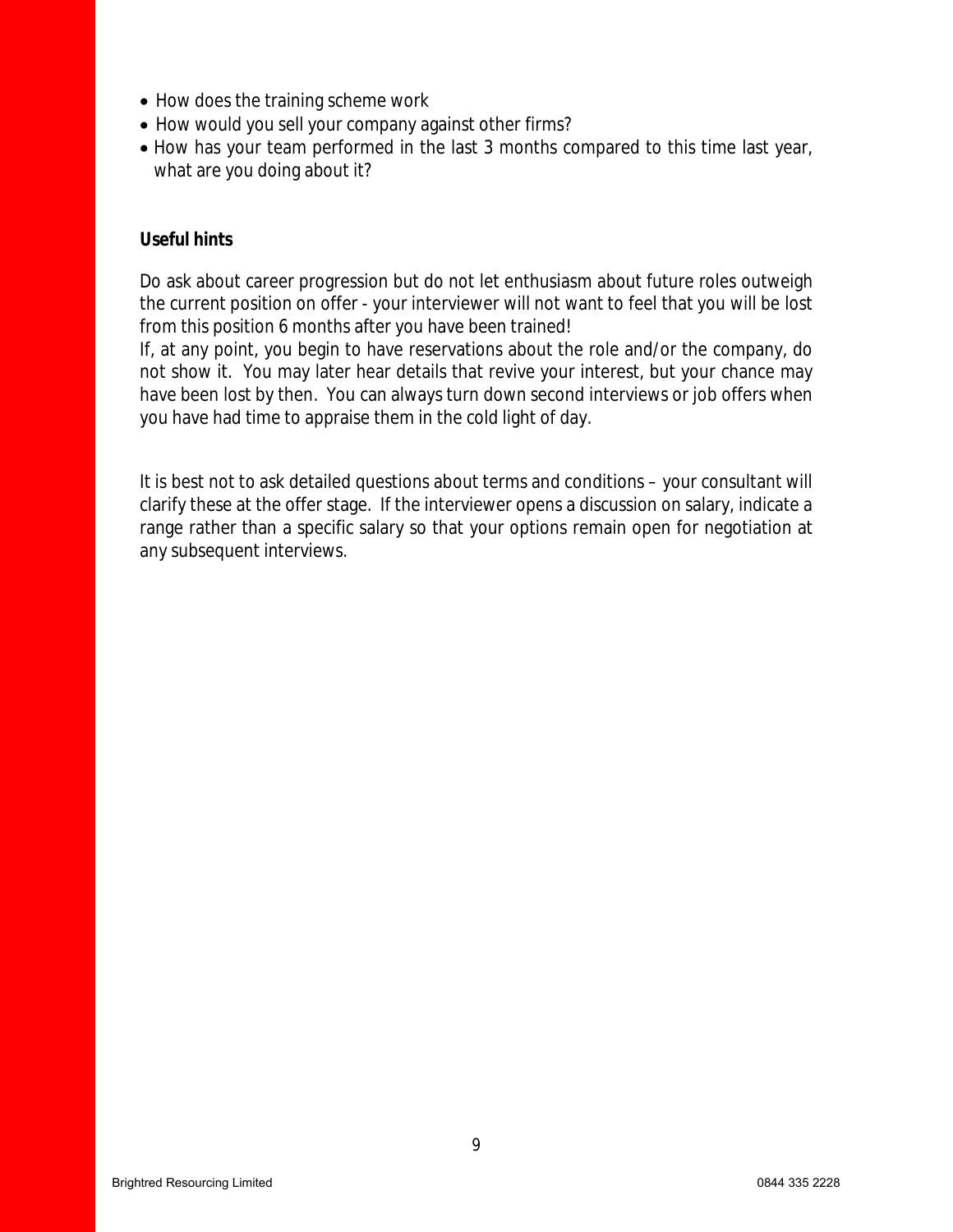- How does the training scheme work
- How would you sell your company against other firms?
- How has your team performed in the last 3 months compared to this time last year, what are you doing about it?

**Useful hints**

Do ask about career progression but do not let enthusiasm about future roles outweigh the current position on offer - your interviewer will not want to feel that you will be lost from this position 6 months after you have been trained!
If, at any point, you begin to have reservations about the role and/or the company, do not show it. You may later hear details that revive your interest, but your chance may have been lost by then. You can always turn down second interviews or job offers when you have had time to appraise them in the cold light of day.

It is best not to ask detailed questions about terms and conditions – your consultant will clarify these at the offer stage. If the interviewer opens a discussion on salary, indicate a range rather than a specific salary so that your options remain open for negotiation at any subsequent interviews.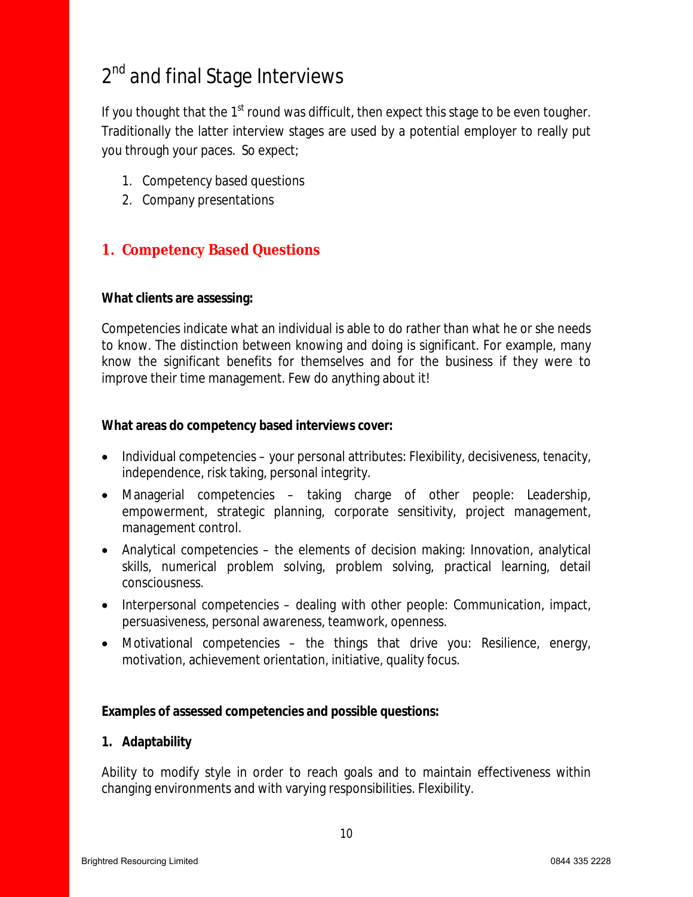# 2nd and final Stage Interviews

If you thought that the 1st round was difficult, then expect this stage to be even tougher. Traditionally the latter interview stages are used by a potential employer to really put you through your paces. So expect;

1. Competency based questions
2. Company presentations

## 1. Competency Based Questions

**What clients are assessing:**

Competencies indicate what an individual is able to do rather than what he or she needs to know. The distinction between knowing and doing is significant. For example, many know the significant benefits for themselves and for the business if they were to improve their time management. Few do anything about it!

**What areas do competency based interviews cover:**

- Individual competencies – your personal attributes: Flexibility, decisiveness, tenacity, independence, risk taking, personal integrity.
- Managerial competencies – taking charge of other people: Leadership, empowerment, strategic planning, corporate sensitivity, project management, management control.
- Analytical competencies – the elements of decision making: Innovation, analytical skills, numerical problem solving, problem solving, practical learning, detail consciousness.
- Interpersonal competencies – dealing with other people: Communication, impact, persuasiveness, personal awareness, teamwork, openness.
- Motivational competencies – the things that drive you: Resilience, energy, motivation, achievement orientation, initiative, quality focus.

**Examples of assessed competencies and possible questions:**

**1. Adaptability**

Ability to modify style in order to reach goals and to maintain effectiveness within changing environments and with varying responsibilities. Flexibility.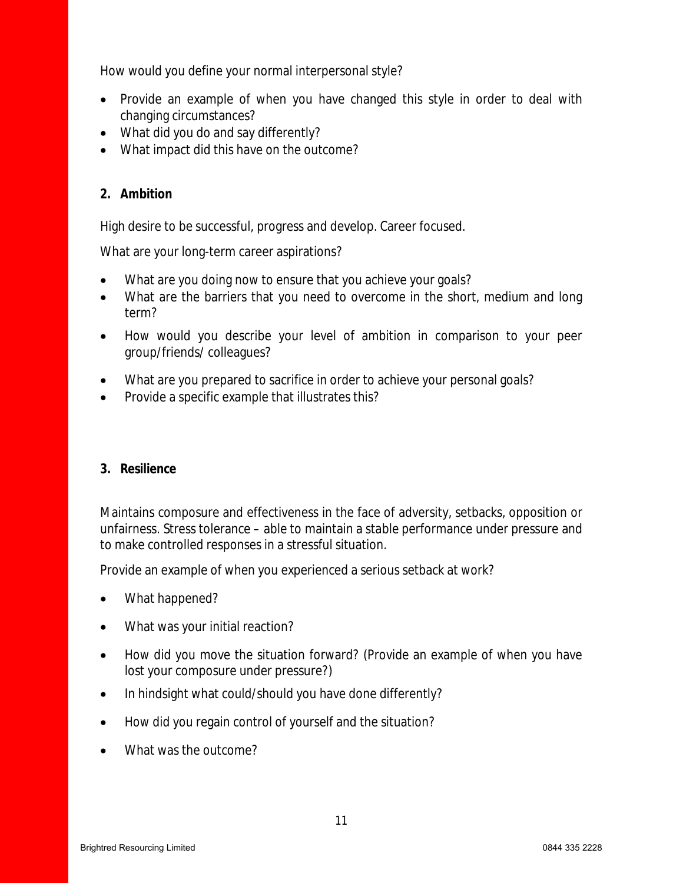How would you define your normal interpersonal style?

- Provide an example of when you have changed this style in order to deal with changing circumstances?
- What did you do and say differently?
- What impact did this have on the outcome?

**2. Ambition**

High desire to be successful, progress and develop. Career focused.

What are your long-term career aspirations?

- What are you doing now to ensure that you achieve your goals?
- What are the barriers that you need to overcome in the short, medium and long term?
- How would you describe your level of ambition in comparison to your peer group/friends/ colleagues?
- What are you prepared to sacrifice in order to achieve your personal goals?
- Provide a specific example that illustrates this?

**3. Resilience**

Maintains composure and effectiveness in the face of adversity, setbacks, opposition or unfairness. Stress tolerance – able to maintain a stable performance under pressure and to make controlled responses in a stressful situation.

Provide an example of when you experienced a serious setback at work?

- What happened?
- What was your initial reaction?
- How did you move the situation forward? (Provide an example of when you have lost your composure under pressure?)
- In hindsight what could/should you have done differently?
- How did you regain control of yourself and the situation?
- What was the outcome?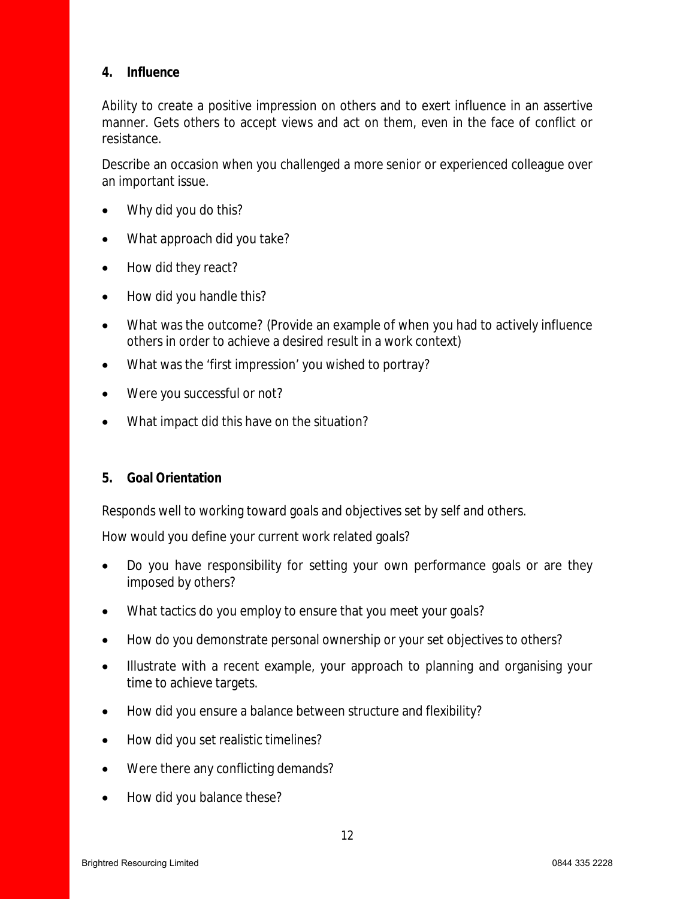**4. Influence**

Ability to create a positive impression on others and to exert influence in an assertive manner. Gets others to accept views and act on them, even in the face of conflict or resistance.

Describe an occasion when you challenged a more senior or experienced colleague over an important issue.

- Why did you do this?
- What approach did you take?
- How did they react?
- How did you handle this?
- What was the outcome? (Provide an example of when you had to actively influence others in order to achieve a desired result in a work context)
- What was the 'first impression' you wished to portray?
- Were you successful or not?
- What impact did this have on the situation?

**5. Goal Orientation**

Responds well to working toward goals and objectives set by self and others.

How would you define your current work related goals?

- Do you have responsibility for setting your own performance goals or are they imposed by others?
- What tactics do you employ to ensure that you meet your goals?
- How do you demonstrate personal ownership or your set objectives to others?
- Illustrate with a recent example, your approach to planning and organising your time to achieve targets.
- How did you ensure a balance between structure and flexibility?
- How did you set realistic timelines?
- Were there any conflicting demands?
- How did you balance these?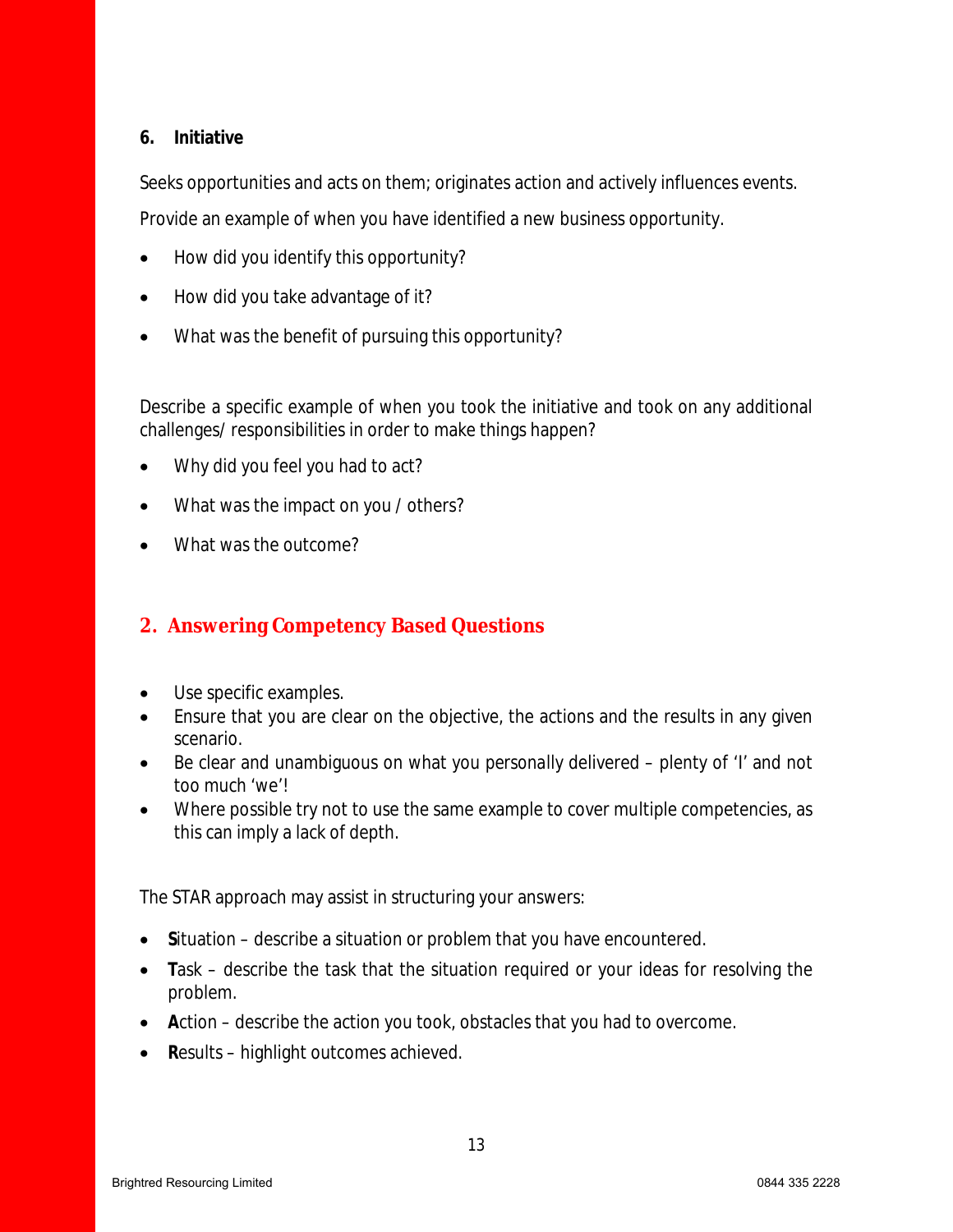### 6. Initiative

Seeks opportunities and acts on them; originates action and actively influences events.

Provide an example of when you have identified a new business opportunity.

- How did you identify this opportunity?
- How did you take advantage of it?
- What was the benefit of pursuing this opportunity?

Describe a specific example of when you took the initiative and took on any additional challenges/ responsibilities in order to make things happen?

- Why did you feel you had to act?
- What was the impact on you / others?
- What was the outcome?

## 2. Answering Competency Based Questions

- Use specific examples.
- Ensure that you are clear on the objective, the actions and the results in any given scenario.
- Be clear and unambiguous on what you personally delivered – plenty of 'I' and not too much 'we'!
- Where possible try not to use the same example to cover multiple competencies, as this can imply a lack of depth.

The STAR approach may assist in structuring your answers:

- **S**ituation – describe a situation or problem that you have encountered.
- **T**ask – describe the task that the situation required or your ideas for resolving the problem.
- **A**ction – describe the action you took, obstacles that you had to overcome.
- **R**esults – highlight outcomes achieved.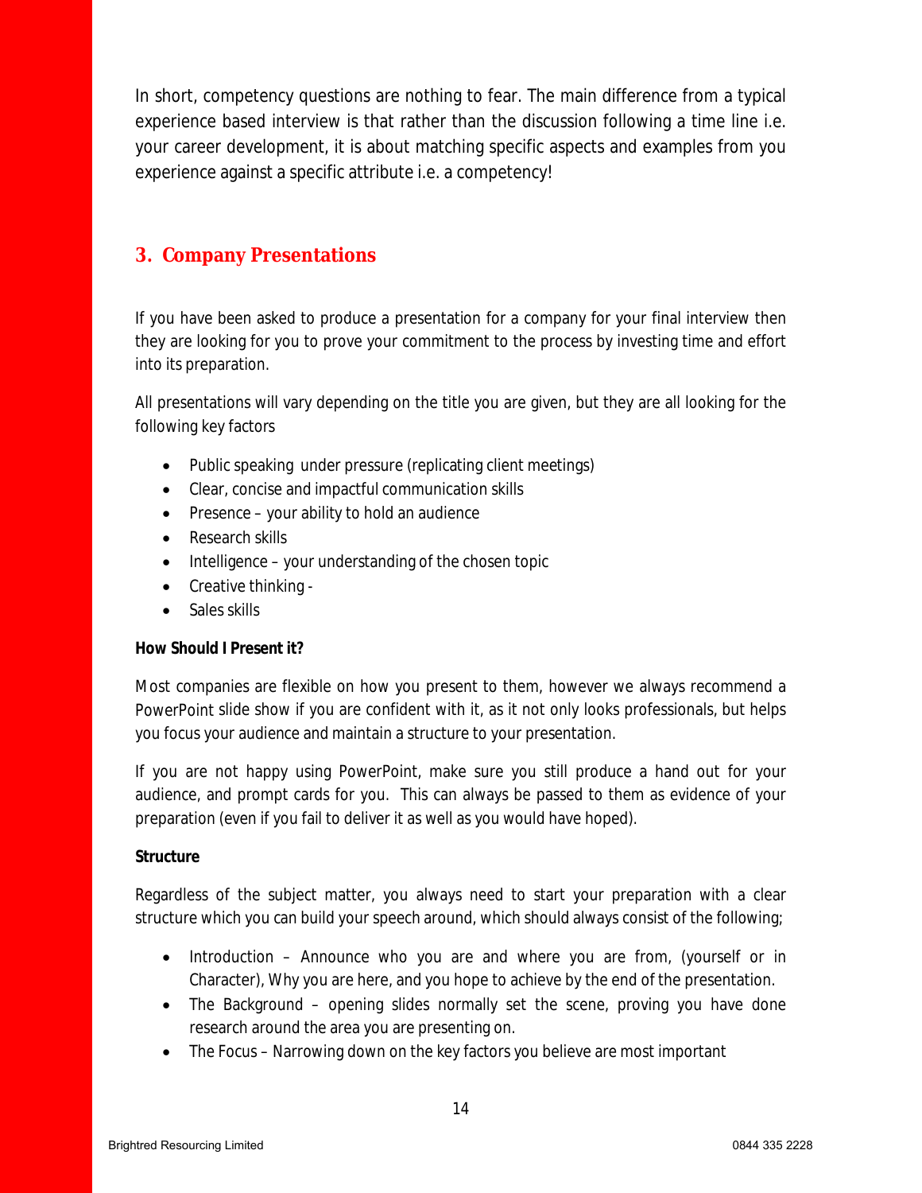In short, competency questions are nothing to fear. The main difference from a typical experience based interview is that rather than the discussion following a time line i.e. your career development, it is about matching specific aspects and examples from you experience against a specific attribute i.e. a competency!

## 3. Company Presentations

If you have been asked to produce a presentation for a company for your final interview then they are looking for you to prove your commitment to the process by investing time and effort into its preparation.

All presentations will vary depending on the title you are given, but they are all looking for the following key factors

- Public speaking under pressure (replicating client meetings)
- Clear, concise and impactful communication skills
- Presence – your ability to hold an audience
- Research skills
- Intelligence – your understanding of the chosen topic
- Creative thinking -
- Sales skills

**How Should I Present it?**

Most companies are flexible on how you present to them, however we always recommend a PowerPoint slide show if you are confident with it, as it not only looks professionals, but helps you focus your audience and maintain a structure to your presentation.

If you are not happy using PowerPoint, make sure you still produce a hand out for your audience, and prompt cards for you. This can always be passed to them as evidence of your preparation (even if you fail to deliver it as well as you would have hoped).

**Structure**

Regardless of the subject matter, you always need to start your preparation with a clear structure which you can build your speech around, which should always consist of the following;

- Introduction – Announce who you are and where you are from, (yourself or in Character), Why you are here, and you hope to achieve by the end of the presentation.
- The Background – opening slides normally set the scene, proving you have done research around the area you are presenting on.
- The Focus – Narrowing down on the key factors you believe are most important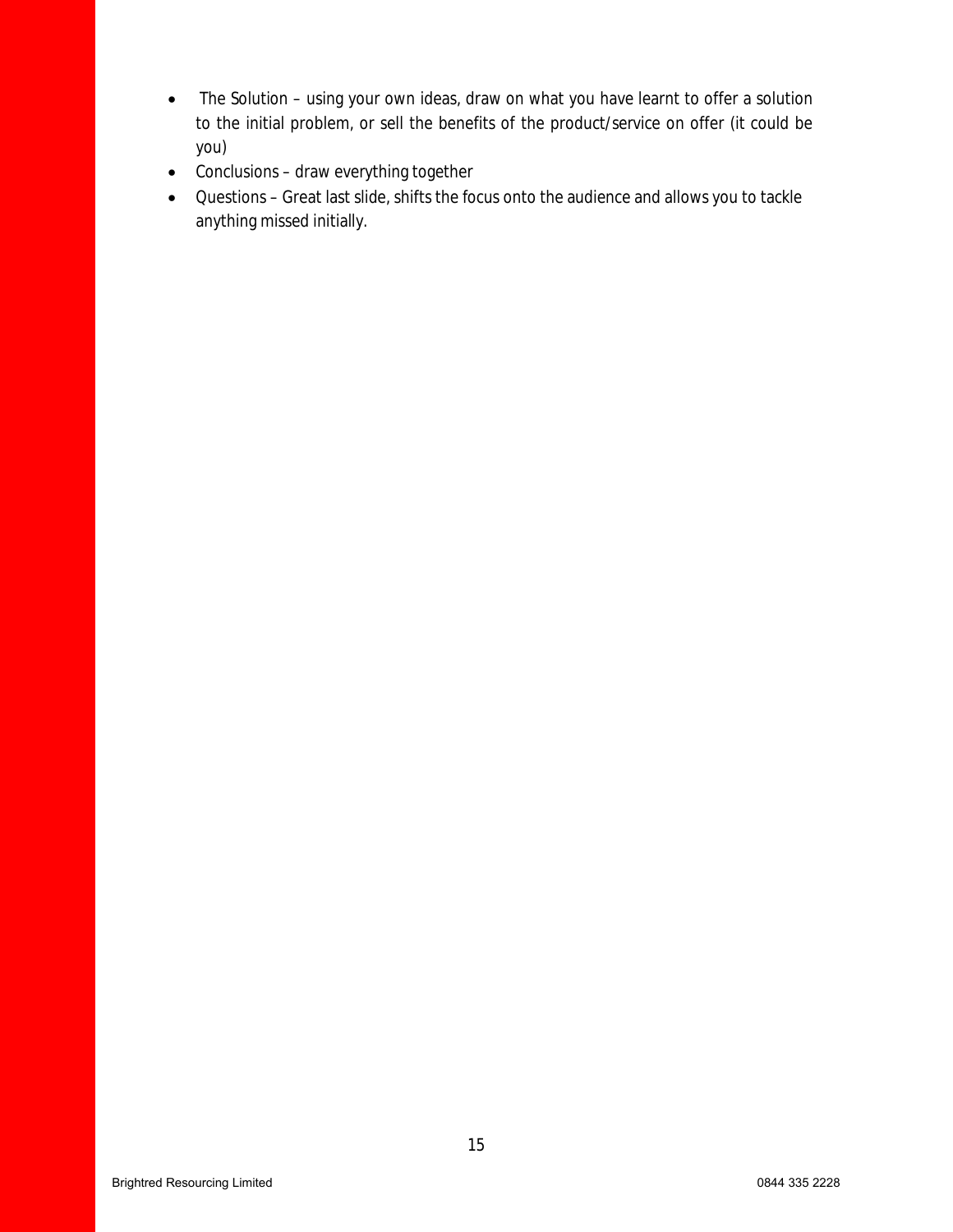- The Solution – using your own ideas, draw on what you have learnt to offer a solution to the initial problem, or sell the benefits of the product/service on offer (it could be you)
- Conclusions – draw everything together
- Questions – Great last slide, shifts the focus onto the audience and allows you to tackle anything missed initially.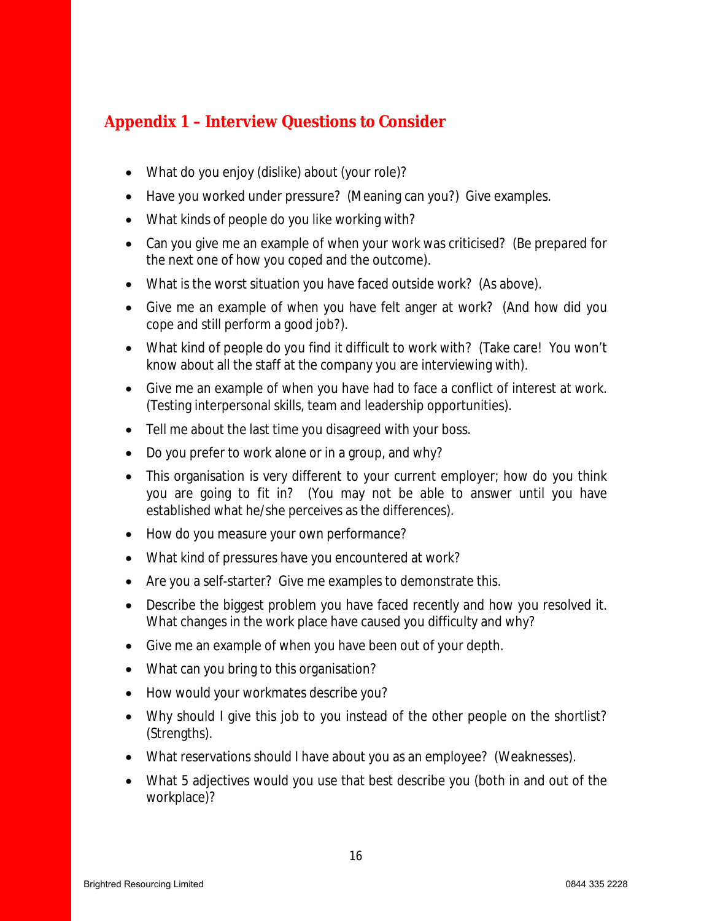## Appendix 1 – Interview Questions to Consider

- What do you enjoy (dislike) about (your role)?
- Have you worked under pressure? (Meaning can you?) Give examples.
- What kinds of people do you like working with?
- Can you give me an example of when your work was criticised? (Be prepared for the next one of how you coped and the outcome).
- What is the worst situation you have faced outside work? (As above).
- Give me an example of when you have felt anger at work? (And how did you cope and still perform a good job?).
- What kind of people do you find it difficult to work with? (Take care! You won't know about all the staff at the company you are interviewing with).
- Give me an example of when you have had to face a conflict of interest at work. (Testing interpersonal skills, team and leadership opportunities).
- Tell me about the last time you disagreed with your boss.
- Do you prefer to work alone or in a group, and why?
- This organisation is very different to your current employer; how do you think you are going to fit in? (You may not be able to answer until you have established what he/she perceives as the differences).
- How do you measure your own performance?
- What kind of pressures have you encountered at work?
- Are you a self-starter? Give me examples to demonstrate this.
- Describe the biggest problem you have faced recently and how you resolved it. What changes in the work place have caused you difficulty and why?
- Give me an example of when you have been out of your depth.
- What can you bring to this organisation?
- How would your workmates describe you?
- Why should I give this job to you instead of the other people on the shortlist? (Strengths).
- What reservations should I have about you as an employee? (Weaknesses).
- What 5 adjectives would you use that best describe you (both in and out of the workplace)?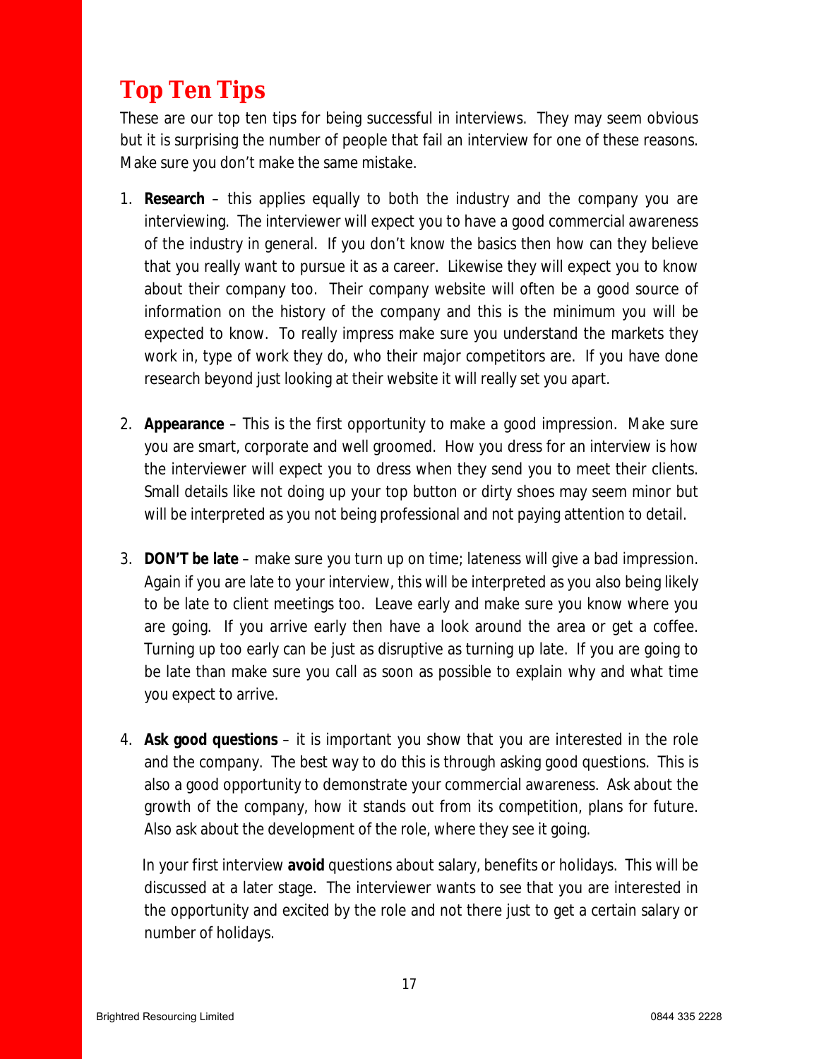## Top Ten Tips

These are our top ten tips for being successful in interviews. They may seem obvious but it is surprising the number of people that fail an interview for one of these reasons. Make sure you don't make the same mistake.

1. **Research** – this applies equally to both the industry and the company you are interviewing. The interviewer will expect you to have a good commercial awareness of the industry in general. If you don't know the basics then how can they believe that you really want to pursue it as a career. Likewise they will expect you to know about their company too. Their company website will often be a good source of information on the history of the company and this is the minimum you will be expected to know. To really impress make sure you understand the markets they work in, type of work they do, who their major competitors are. If you have done research beyond just looking at their website it will really set you apart.

2. **Appearance** – This is the first opportunity to make a good impression. Make sure you are smart, corporate and well groomed. How you dress for an interview is how the interviewer will expect you to dress when they send you to meet their clients. Small details like not doing up your top button or dirty shoes may seem minor but will be interpreted as you not being professional and not paying attention to detail.

3. **DON'T be late** – make sure you turn up on time; lateness will give a bad impression. Again if you are late to your interview, this will be interpreted as you also being likely to be late to client meetings too. Leave early and make sure you know where you are going. If you arrive early then have a look around the area or get a coffee. Turning up too early can be just as disruptive as turning up late. If you are going to be late than make sure you call as soon as possible to explain why and what time you expect to arrive.

4. **Ask good questions** – it is important you show that you are interested in the role and the company. The best way to do this is through asking good questions. This is also a good opportunity to demonstrate your commercial awareness. Ask about the growth of the company, how it stands out from its competition, plans for future. Also ask about the development of the role, where they see it going.

   In your first interview **avoid** questions about salary, benefits or holidays. This will be discussed at a later stage. The interviewer wants to see that you are interested in the opportunity and excited by the role and not there just to get a certain salary or number of holidays.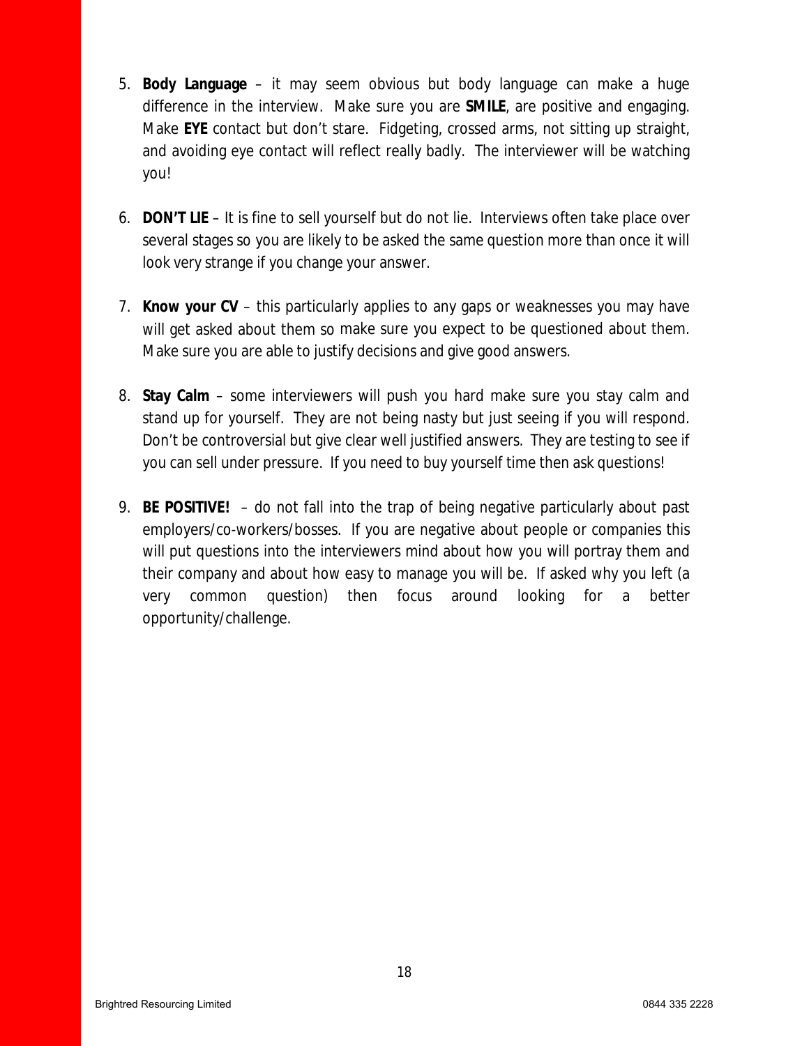5. **Body Language** – it may seem obvious but body language can make a huge difference in the interview. Make sure you are **SMILE**, are positive and engaging. Make **EYE** contact but don't stare. Fidgeting, crossed arms, not sitting up straight, and avoiding eye contact will reflect really badly. The interviewer will be watching you!

6. **DON'T LIE** – It is fine to sell yourself but do not lie. Interviews often take place over several stages so you are likely to be asked the same question more than once it will look very strange if you change your answer.

7. **Know your CV** – this particularly applies to any gaps or weaknesses you may have will get asked about them so make sure you expect to be questioned about them. Make sure you are able to justify decisions and give good answers.

8. **Stay Calm** – some interviewers will push you hard make sure you stay calm and stand up for yourself. They are not being nasty but just seeing if you will respond. Don't be controversial but give clear well justified answers. They are testing to see if you can sell under pressure. If you need to buy yourself time then ask questions!

9. **BE POSITIVE!** – do not fall into the trap of being negative particularly about past employers/co-workers/bosses. If you are negative about people or companies this will put questions into the interviewers mind about how you will portray them and their company and about how easy to manage you will be. If asked why you left (a very common question) then focus around looking for a better opportunity/challenge.